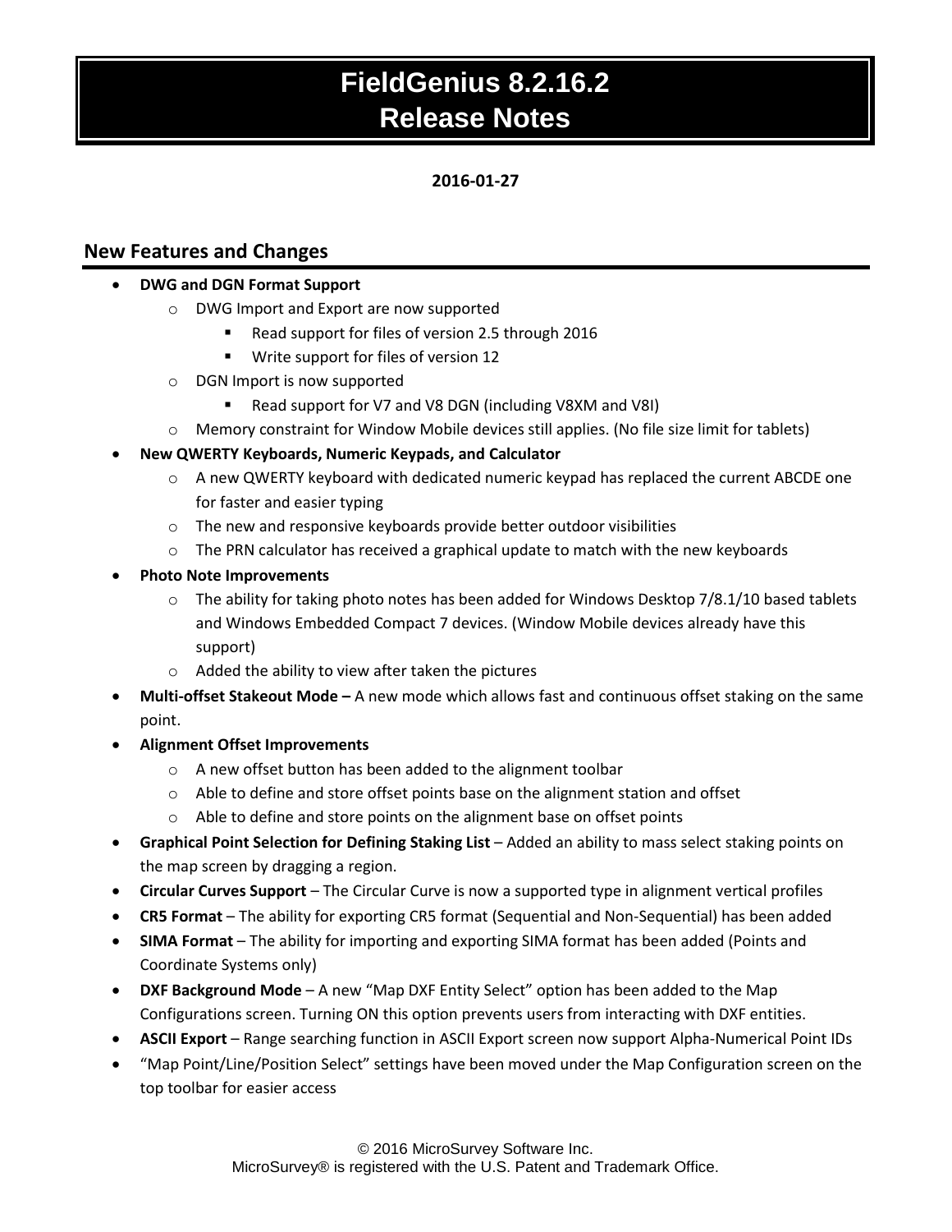# FieldGenius 8.2.16.2
# Release Notes

**2016-01-27**

## New Features and Changes

- **DWG and DGN Format Support**
  - DWG Import and Export are now supported
    - Read support for files of version 2.5 through 2016
    - Write support for files of version 12
  - DGN Import is now supported
    - Read support for V7 and V8 DGN (including V8XM and V8I)
  - Memory constraint for Window Mobile devices still applies. (No file size limit for tablets)
- **New QWERTY Keyboards, Numeric Keypads, and Calculator**
  - A new QWERTY keyboard with dedicated numeric keypad has replaced the current ABCDE one for faster and easier typing
  - The new and responsive keyboards provide better outdoor visibilities
  - The PRN calculator has received a graphical update to match with the new keyboards
- **Photo Note Improvements**
  - The ability for taking photo notes has been added for Windows Desktop 7/8.1/10 based tablets and Windows Embedded Compact 7 devices. (Window Mobile devices already have this support)
  - Added the ability to view after taken the pictures
- **Multi-offset Stakeout Mode –** A new mode which allows fast and continuous offset staking on the same point.
- **Alignment Offset Improvements**
  - A new offset button has been added to the alignment toolbar
  - Able to define and store offset points base on the alignment station and offset
  - Able to define and store points on the alignment base on offset points
- **Graphical Point Selection for Defining Staking List** – Added an ability to mass select staking points on the map screen by dragging a region.
- **Circular Curves Support** – The Circular Curve is now a supported type in alignment vertical profiles
- **CR5 Format** – The ability for exporting CR5 format (Sequential and Non-Sequential) has been added
- **SIMA Format** – The ability for importing and exporting SIMA format has been added (Points and Coordinate Systems only)
- **DXF Background Mode** – A new "Map DXF Entity Select" option has been added to the Map Configurations screen. Turning ON this option prevents users from interacting with DXF entities.
- **ASCII Export** – Range searching function in ASCII Export screen now support Alpha-Numerical Point IDs
- "Map Point/Line/Position Select" settings have been moved under the Map Configuration screen on the top toolbar for easier access

© 2016 MicroSurvey Software Inc.
MicroSurvey® is registered with the U.S. Patent and Trademark Office.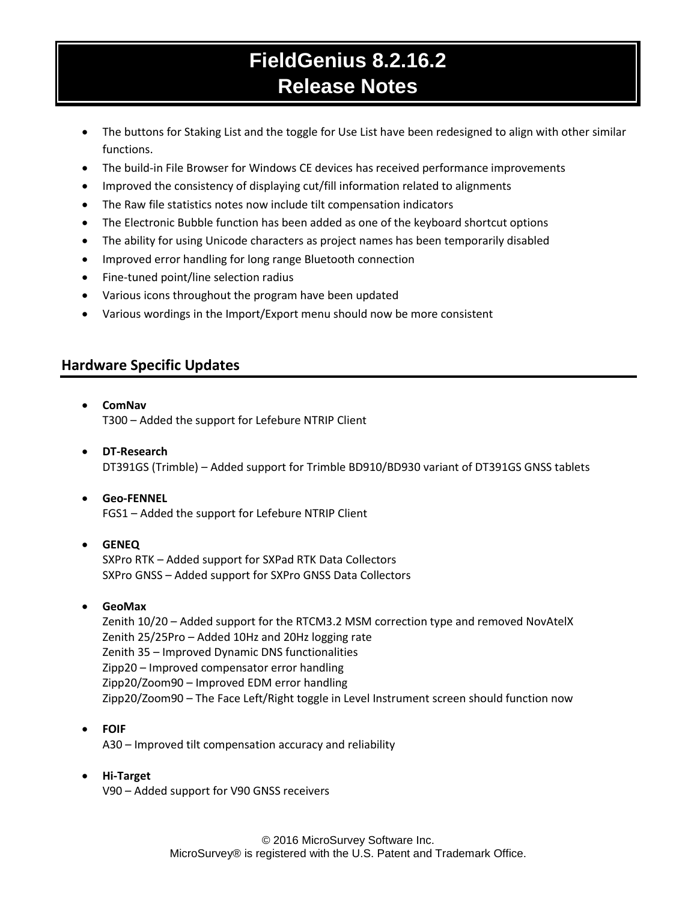# FieldGenius 8.2.16.2
# Release Notes

- The buttons for Staking List and the toggle for Use List have been redesigned to align with other similar functions.
- The build-in File Browser for Windows CE devices has received performance improvements
- Improved the consistency of displaying cut/fill information related to alignments
- The Raw file statistics notes now include tilt compensation indicators
- The Electronic Bubble function has been added as one of the keyboard shortcut options
- The ability for using Unicode characters as project names has been temporarily disabled
- Improved error handling for long range Bluetooth connection
- Fine-tuned point/line selection radius
- Various icons throughout the program have been updated
- Various wordings in the Import/Export menu should now be more consistent

## Hardware Specific Updates

- **ComNav**
  T300 – Added the support for Lefebure NTRIP Client

- **DT-Research**
  DT391GS (Trimble) – Added support for Trimble BD910/BD930 variant of DT391GS GNSS tablets

- **Geo-FENNEL**
  FGS1 – Added the support for Lefebure NTRIP Client

- **GENEQ**
  SXPro RTK – Added support for SXPad RTK Data Collectors
  SXPro GNSS – Added support for SXPro GNSS Data Collectors

- **GeoMax**
  Zenith 10/20 – Added support for the RTCM3.2 MSM correction type and removed NovAtelX
  Zenith 25/25Pro – Added 10Hz and 20Hz logging rate
  Zenith 35 – Improved Dynamic DNS functionalities
  Zipp20 – Improved compensator error handling
  Zipp20/Zoom90 – Improved EDM error handling
  Zipp20/Zoom90 – The Face Left/Right toggle in Level Instrument screen should function now

- **FOIF**
  A30 – Improved tilt compensation accuracy and reliability

- **Hi-Target**
  V90 – Added support for V90 GNSS receivers

© 2016 MicroSurvey Software Inc.
MicroSurvey® is registered with the U.S. Patent and Trademark Office.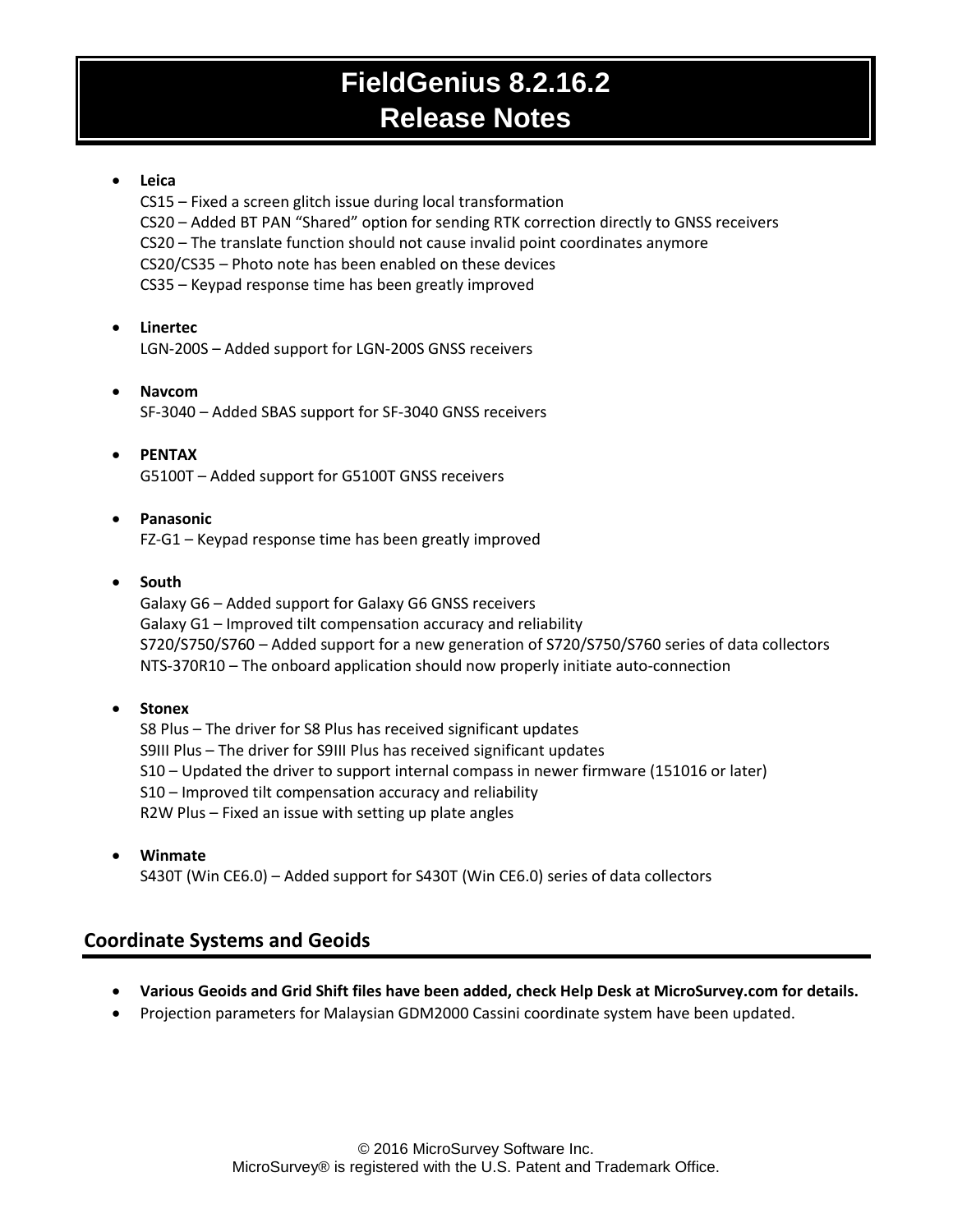# FieldGenius 8.2.16.2 Release Notes

- **Leica**
  CS15 – Fixed a screen glitch issue during local transformation
  CS20 – Added BT PAN "Shared" option for sending RTK correction directly to GNSS receivers
  CS20 – The translate function should not cause invalid point coordinates anymore
  CS20/CS35 – Photo note has been enabled on these devices
  CS35 – Keypad response time has been greatly improved

- **Linertec**
  LGN-200S – Added support for LGN-200S GNSS receivers

- **Navcom**
  SF-3040 – Added SBAS support for SF-3040 GNSS receivers

- **PENTAX**
  G5100T – Added support for G5100T GNSS receivers

- **Panasonic**
  FZ-G1 – Keypad response time has been greatly improved

- **South**
  Galaxy G6 – Added support for Galaxy G6 GNSS receivers
  Galaxy G1 – Improved tilt compensation accuracy and reliability
  S720/S750/S760 – Added support for a new generation of S720/S750/S760 series of data collectors
  NTS-370R10 – The onboard application should now properly initiate auto-connection

- **Stonex**
  S8 Plus – The driver for S8 Plus has received significant updates
  S9III Plus – The driver for S9III Plus has received significant updates
  S10 – Updated the driver to support internal compass in newer firmware (151016 or later)
  S10 – Improved tilt compensation accuracy and reliability
  R2W Plus – Fixed an issue with setting up plate angles

- **Winmate**
  S430T (Win CE6.0) – Added support for S430T (Win CE6.0) series of data collectors

## Coordinate Systems and Geoids

- **Various Geoids and Grid Shift files have been added, check Help Desk at MicroSurvey.com for details.**
- Projection parameters for Malaysian GDM2000 Cassini coordinate system have been updated.

© 2016 MicroSurvey Software Inc.
MicroSurvey® is registered with the U.S. Patent and Trademark Office.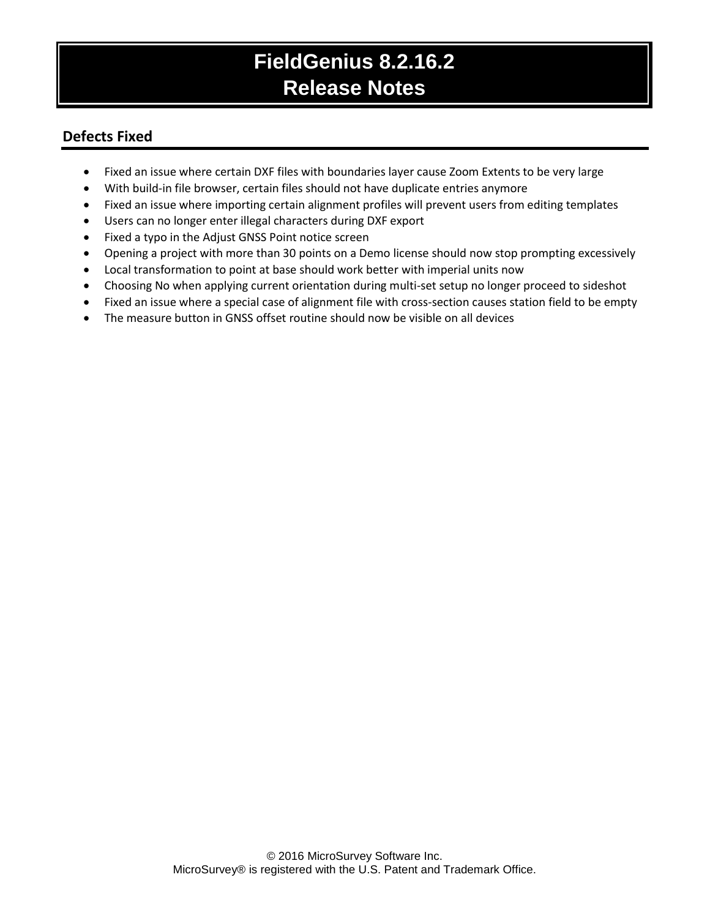# FieldGenius 8.2.16.2
# Release Notes

## Defects Fixed

- Fixed an issue where certain DXF files with boundaries layer cause Zoom Extents to be very large
- With build-in file browser, certain files should not have duplicate entries anymore
- Fixed an issue where importing certain alignment profiles will prevent users from editing templates
- Users can no longer enter illegal characters during DXF export
- Fixed a typo in the Adjust GNSS Point notice screen
- Opening a project with more than 30 points on a Demo license should now stop prompting excessively
- Local transformation to point at base should work better with imperial units now
- Choosing No when applying current orientation during multi-set setup no longer proceed to sideshot
- Fixed an issue where a special case of alignment file with cross-section causes station field to be empty
- The measure button in GNSS offset routine should now be visible on all devices

© 2016 MicroSurvey Software Inc.
MicroSurvey® is registered with the U.S. Patent and Trademark Office.